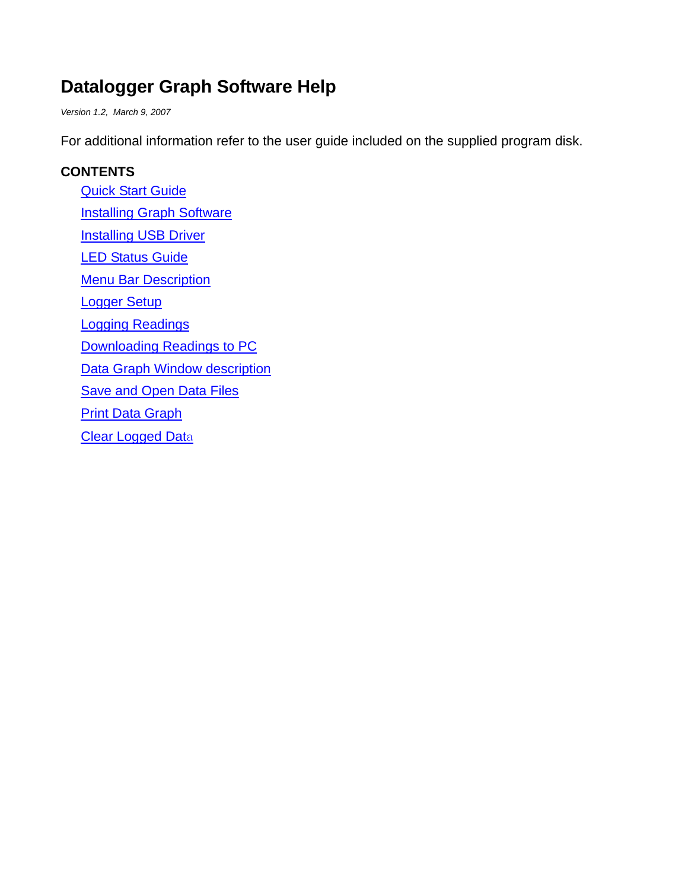# Datalogger Graph Software Help

*Version 1.2, March 9, 2007*

For additional information refer to the user guide included on the supplied program disk.

**CONTENTS**

- Quick Start Guide
- Installing Graph Software
- Installing USB Driver
- LED Status Guide
- Menu Bar Description
- Logger Setup
- Logging Readings
- Downloading Readings to PC
- Data Graph Window description
- Save and Open Data Files
- Print Data Graph
- Clear Logged Data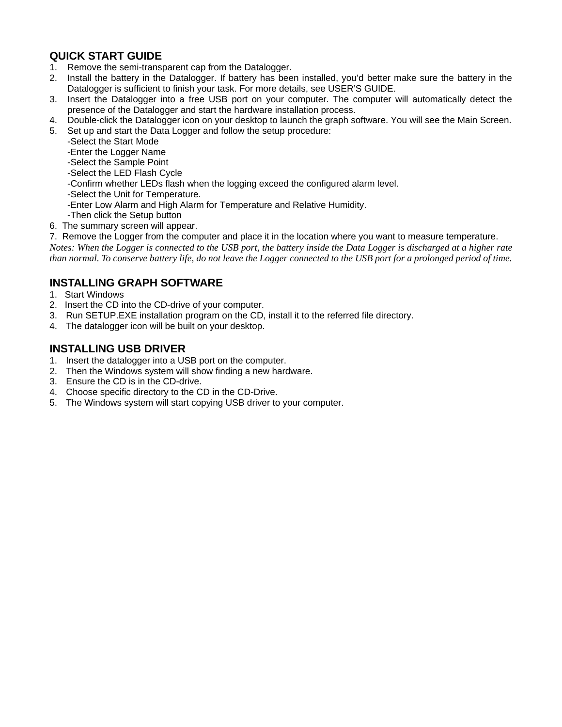## QUICK START GUIDE

1. Remove the semi-transparent cap from the Datalogger.
2. Install the battery in the Datalogger. If battery has been installed, you'd better make sure the battery in the Datalogger is sufficient to finish your task. For more details, see USER'S GUIDE.
3. Insert the Datalogger into a free USB port on your computer. The computer will automatically detect the presence of the Datalogger and start the hardware installation process.
4. Double-click the Datalogger icon on your desktop to launch the graph software. You will see the Main Screen.
5. Set up and start the Data Logger and follow the setup procedure:
   - -Select the Start Mode
   - -Enter the Logger Name
   - -Select the Sample Point
   - -Select the LED Flash Cycle
   - -Confirm whether LEDs flash when the logging exceed the configured alarm level.
   - -Select the Unit for Temperature.
   - -Enter Low Alarm and High Alarm for Temperature and Relative Humidity.
   - -Then click the Setup button
6. The summary screen will appear.
7. Remove the Logger from the computer and place it in the location where you want to measure temperature.

*Notes: When the Logger is connected to the USB port, the battery inside the Data Logger is discharged at a higher rate than normal. To conserve battery life, do not leave the Logger connected to the USB port for a prolonged period of time.*

## INSTALLING GRAPH SOFTWARE

1. Start Windows
2. Insert the CD into the CD-drive of your computer.
3. Run SETUP.EXE installation program on the CD, install it to the referred file directory.
4. The datalogger icon will be built on your desktop.

## INSTALLING USB DRIVER

1. Insert the datalogger into a USB port on the computer.
2. Then the Windows system will show finding a new hardware.
3. Ensure the CD is in the CD-drive.
4. Choose specific directory to the CD in the CD-Drive.
5. The Windows system will start copying USB driver to your computer.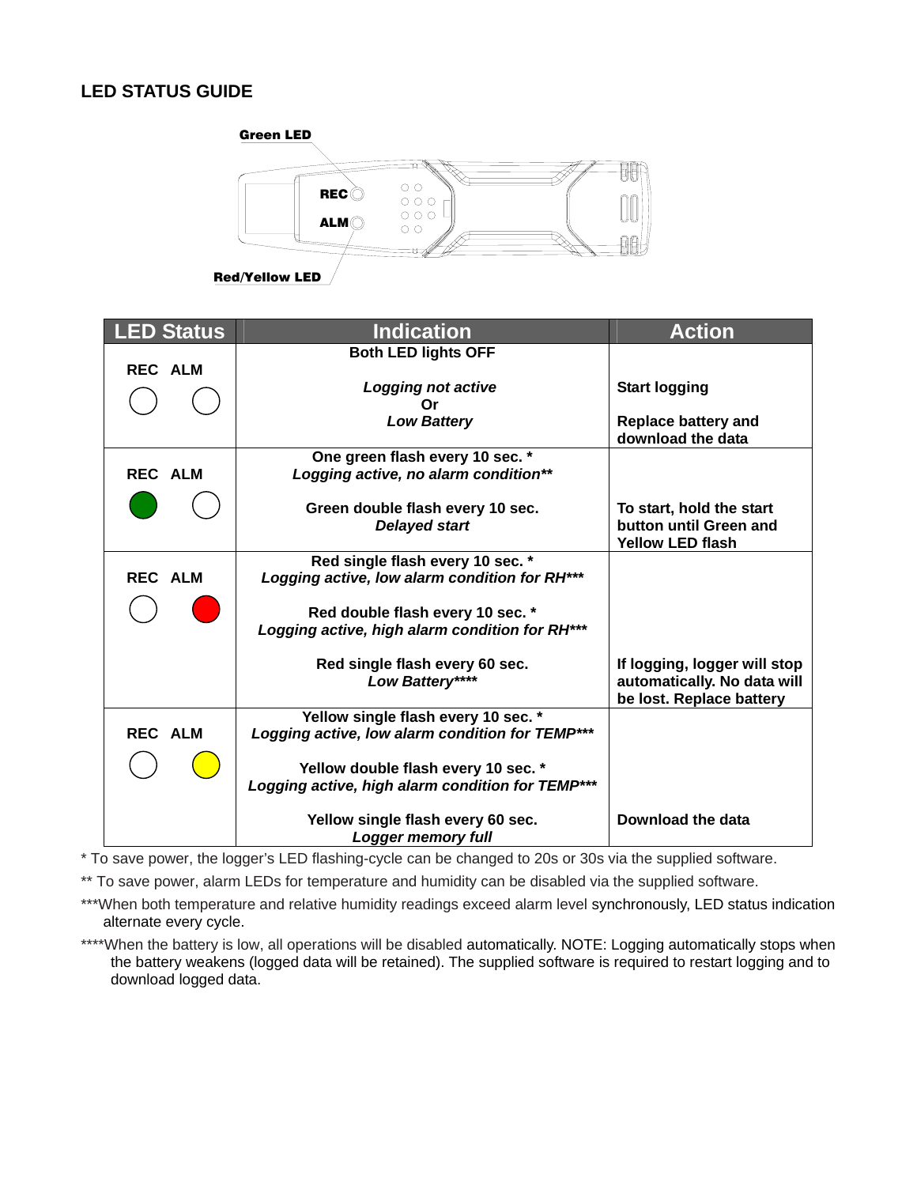## LED STATUS GUIDE

Green LED

REC

ALM

Red/Yellow LED

| LED Status | Indication | Action |
|---|---|---|
| REC ALM (both off) | **Both LED lights OFF**<br><br>***Logging not active***<br>**Or**<br>***Low Battery*** | **Start logging**<br><br>**Replace battery and download the data** |
| REC ALM (REC green) | **One green flash every 10 sec. ***<br>***Logging active, no alarm condition*****<br><br>**Green double flash every 10 sec.**<br>***Delayed start*** | **To start, hold the start button until Green and Yellow LED flash** |
| REC ALM (ALM red) | **Red single flash every 10 sec. ***<br>***Logging active, low alarm condition for RH******<br><br>**Red double flash every 10 sec. ***<br>***Logging active, high alarm condition for RH******<br><br>**Red single flash every 60 sec.**<br>***Low Battery******* | **If logging, logger will stop automatically. No data will be lost. Replace battery** |
| REC ALM (ALM yellow) | **Yellow single flash every 10 sec. ***<br>***Logging active, low alarm condition for TEMP******<br><br>**Yellow double flash every 10 sec. ***<br>***Logging active, high alarm condition for TEMP******<br><br>**Yellow single flash every 60 sec.**<br>***Logger memory full*** | **Download the data** |

* To save power, the logger's LED flashing-cycle can be changed to 20s or 30s via the supplied software.

** To save power, alarm LEDs for temperature and humidity can be disabled via the supplied software.

***When both temperature and relative humidity readings exceed alarm level synchronously, LED status indication alternate every cycle.

****When the battery is low, all operations will be disabled automatically. NOTE: Logging automatically stops when the battery weakens (logged data will be retained). The supplied software is required to restart logging and to download logged data.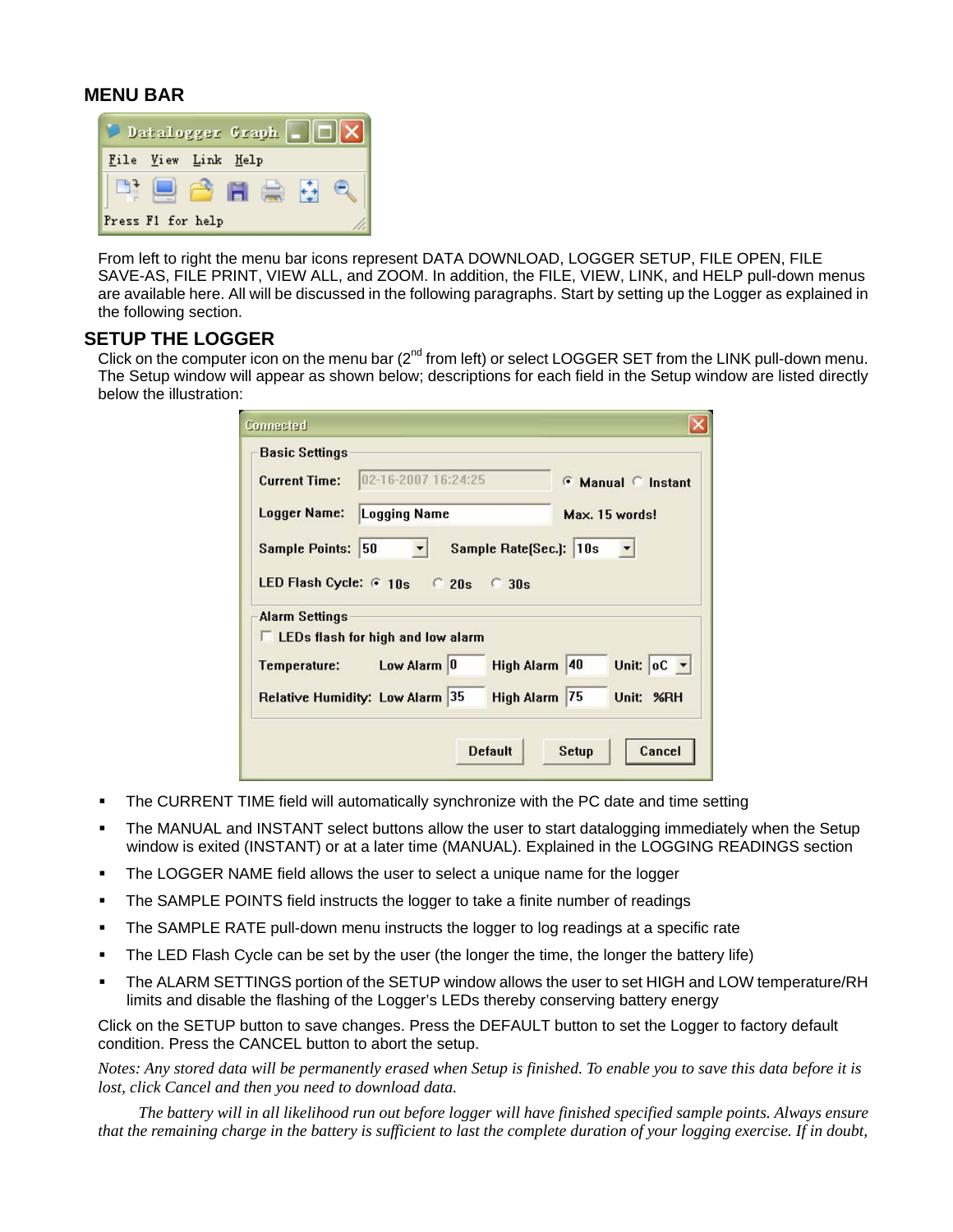## MENU BAR

From left to right the menu bar icons represent DATA DOWNLOAD, LOGGER SETUP, FILE OPEN, FILE SAVE-AS, FILE PRINT, VIEW ALL, and ZOOM. In addition, the FILE, VIEW, LINK, and HELP pull-down menus are available here. All will be discussed in the following paragraphs. Start by setting up the Logger as explained in the following section.

## SETUP THE LOGGER

Click on the computer icon on the menu bar (2nd from left) or select LOGGER SET from the LINK pull-down menu. The Setup window will appear as shown below; descriptions for each field in the Setup window are listed directly below the illustration:

- The CURRENT TIME field will automatically synchronize with the PC date and time setting
- The MANUAL and INSTANT select buttons allow the user to start datalogging immediately when the Setup window is exited (INSTANT) or at a later time (MANUAL). Explained in the LOGGING READINGS section
- The LOGGER NAME field allows the user to select a unique name for the logger
- The SAMPLE POINTS field instructs the logger to take a finite number of readings
- The SAMPLE RATE pull-down menu instructs the logger to log readings at a specific rate
- The LED Flash Cycle can be set by the user (the longer the time, the longer the battery life)
- The ALARM SETTINGS portion of the SETUP window allows the user to set HIGH and LOW temperature/RH limits and disable the flashing of the Logger's LEDs thereby conserving battery energy

Click on the SETUP button to save changes. Press the DEFAULT button to set the Logger to factory default condition. Press the CANCEL button to abort the setup.

*Notes: Any stored data will be permanently erased when Setup is finished. To enable you to save this data before it is lost, click Cancel and then you need to download data.*

*The battery will in all likelihood run out before logger will have finished specified sample points. Always ensure that the remaining charge in the battery is sufficient to last the complete duration of your logging exercise. If in doubt,*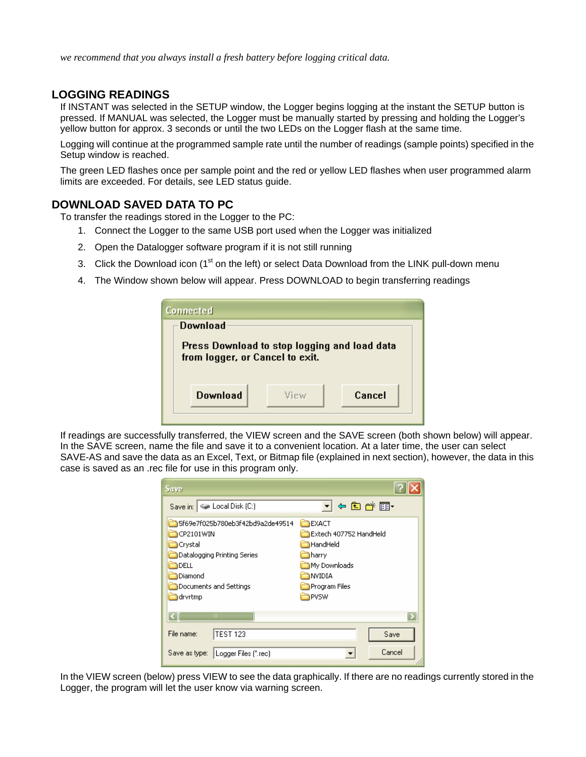*we recommend that you always install a fresh battery before logging critical data.*

## LOGGING READINGS

If INSTANT was selected in the SETUP window, the Logger begins logging at the instant the SETUP button is pressed. If MANUAL was selected, the Logger must be manually started by pressing and holding the Logger's yellow button for approx. 3 seconds or until the two LEDs on the Logger flash at the same time.

Logging will continue at the programmed sample rate until the number of readings (sample points) specified in the Setup window is reached.

The green LED flashes once per sample point and the red or yellow LED flashes when user programmed alarm limits are exceeded. For details, see LED status guide.

## DOWNLOAD SAVED DATA TO PC

To transfer the readings stored in the Logger to the PC:

1. Connect the Logger to the same USB port used when the Logger was initialized
2. Open the Datalogger software program if it is not still running
3. Click the Download icon (1st on the left) or select Data Download from the LINK pull-down menu
4. The Window shown below will appear. Press DOWNLOAD to begin transferring readings

If readings are successfully transferred, the VIEW screen and the SAVE screen (both shown below) will appear. In the SAVE screen, name the file and save it to a convenient location. At a later time, the user can select SAVE-AS and save the data as an Excel, Text, or Bitmap file (explained in next section), however, the data in this case is saved as an .rec file for use in this program only.

In the VIEW screen (below) press VIEW to see the data graphically. If there are no readings currently stored in the Logger, the program will let the user know via warning screen.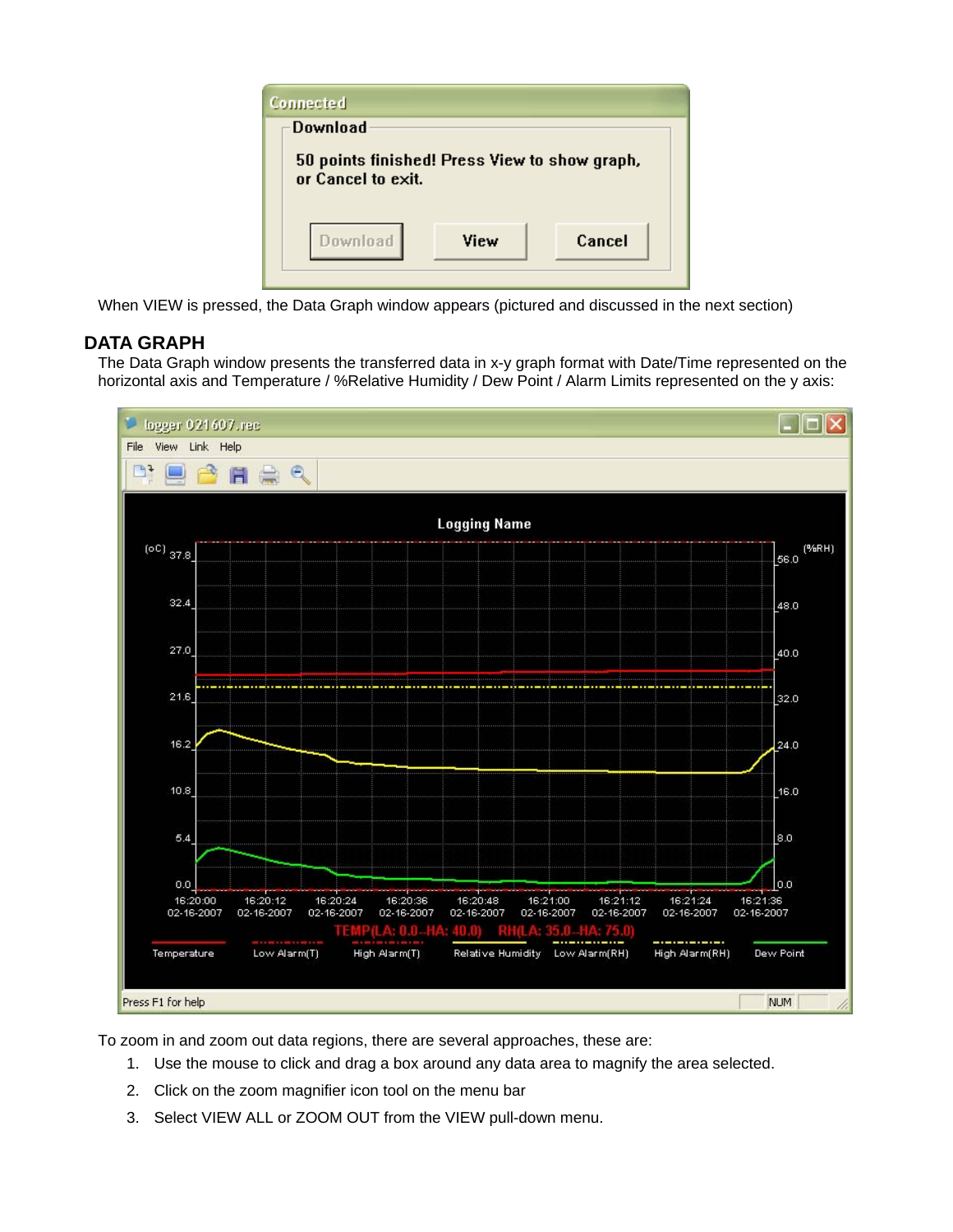When VIEW is pressed, the Data Graph window appears (pictured and discussed in the next section)

## DATA GRAPH

The Data Graph window presents the transferred data in x-y graph format with Date/Time represented on the horizontal axis and Temperature / %Relative Humidity / Dew Point / Alarm Limits represented on the y axis:

To zoom in and zoom out data regions, there are several approaches, these are:

1. Use the mouse to click and drag a box around any data area to magnify the area selected.
2. Click on the zoom magnifier icon tool on the menu bar
3. Select VIEW ALL or ZOOM OUT from the VIEW pull-down menu.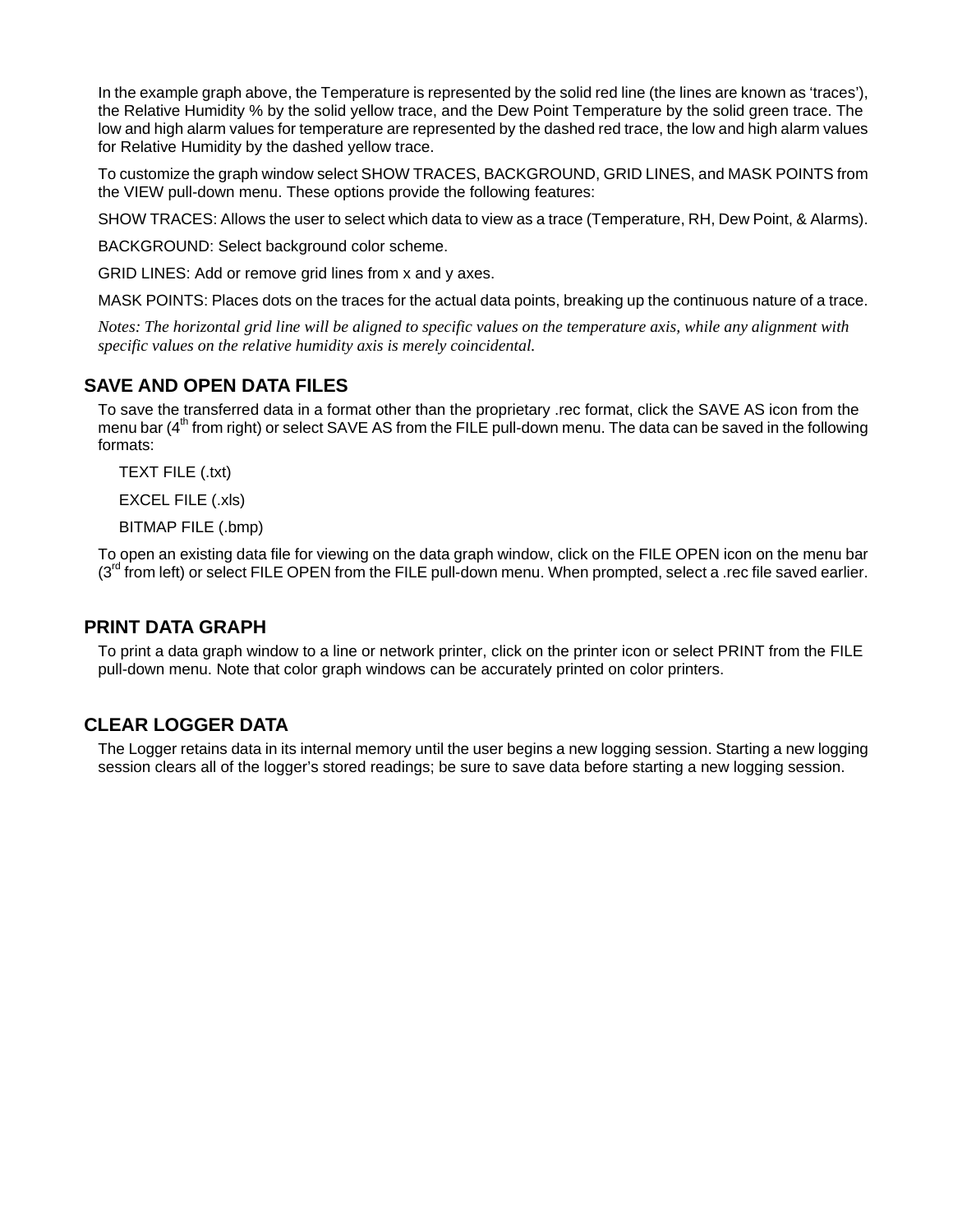In the example graph above, the Temperature is represented by the solid red line (the lines are known as 'traces'), the Relative Humidity % by the solid yellow trace, and the Dew Point Temperature by the solid green trace. The low and high alarm values for temperature are represented by the dashed red trace, the low and high alarm values for Relative Humidity by the dashed yellow trace.

To customize the graph window select SHOW TRACES, BACKGROUND, GRID LINES, and MASK POINTS from the VIEW pull-down menu. These options provide the following features:

SHOW TRACES: Allows the user to select which data to view as a trace (Temperature, RH, Dew Point, & Alarms).

BACKGROUND: Select background color scheme.

GRID LINES: Add or remove grid lines from x and y axes.

MASK POINTS: Places dots on the traces for the actual data points, breaking up the continuous nature of a trace.

*Notes: The horizontal grid line will be aligned to specific values on the temperature axis, while any alignment with specific values on the relative humidity axis is merely coincidental.*

## SAVE AND OPEN DATA FILES

To save the transferred data in a format other than the proprietary .rec format, click the SAVE AS icon from the menu bar (4th from right) or select SAVE AS from the FILE pull-down menu. The data can be saved in the following formats:

- TEXT FILE (.txt)
- EXCEL FILE (.xls)
- BITMAP FILE (.bmp)

To open an existing data file for viewing on the data graph window, click on the FILE OPEN icon on the menu bar (3rd from left) or select FILE OPEN from the FILE pull-down menu. When prompted, select a .rec file saved earlier.

## PRINT DATA GRAPH

To print a data graph window to a line or network printer, click on the printer icon or select PRINT from the FILE pull-down menu. Note that color graph windows can be accurately printed on color printers.

## CLEAR LOGGER DATA

The Logger retains data in its internal memory until the user begins a new logging session. Starting a new logging session clears all of the logger's stored readings; be sure to save data before starting a new logging session.